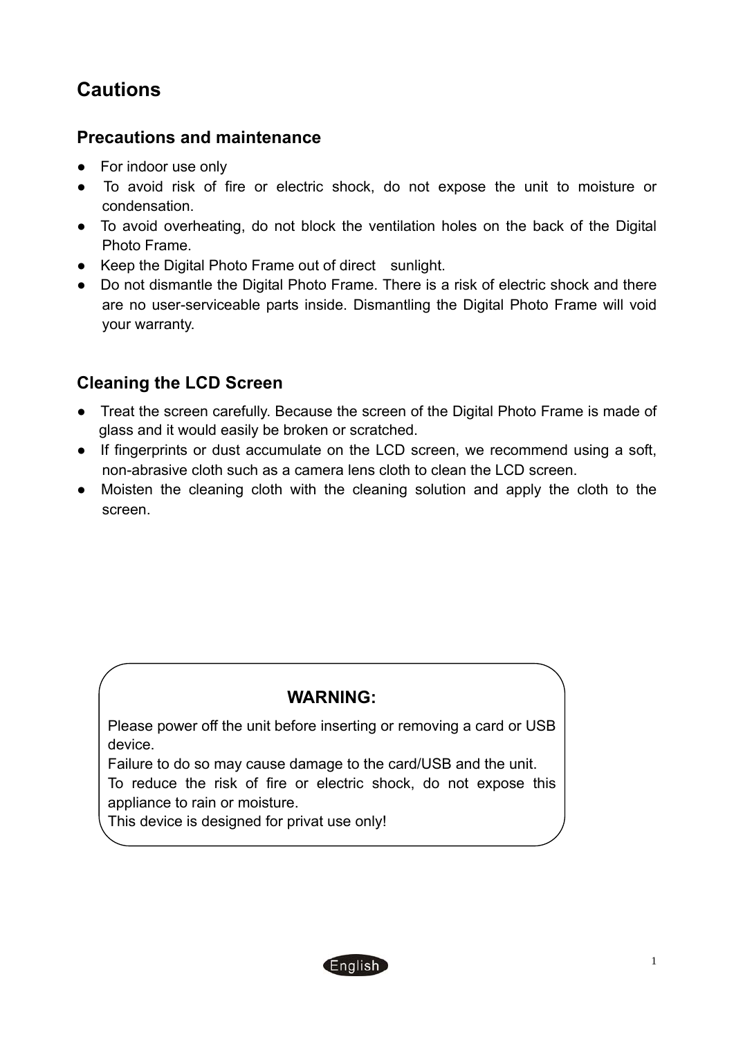# Cautions

## Precautions and maintenance

- For indoor use only
- To avoid risk of fire or electric shock, do not expose the unit to moisture or condensation.
- To avoid overheating, do not block the ventilation holes on the back of the Digital Photo Frame.
- Keep the Digital Photo Frame out of direct sunlight.
- Do not dismantle the Digital Photo Frame. There is a risk of electric shock and there are no user-serviceable parts inside. Dismantling the Digital Photo Frame will void your warranty.

## Cleaning the LCD Screen

- Treat the screen carefully. Because the screen of the Digital Photo Frame is made of glass and it would easily be broken or scratched.
- If fingerprints or dust accumulate on the LCD screen, we recommend using a soft, non-abrasive cloth such as a camera lens cloth to clean the LCD screen.
- Moisten the cleaning cloth with the cleaning solution and apply the cloth to the screen.

**WARNING:**

Please power off the unit before inserting or removing a card or USB device.
Failure to do so may cause damage to the card/USB and the unit.
To reduce the risk of fire or electric shock, do not expose this appliance to rain or moisture.
This device is designed for privat use only!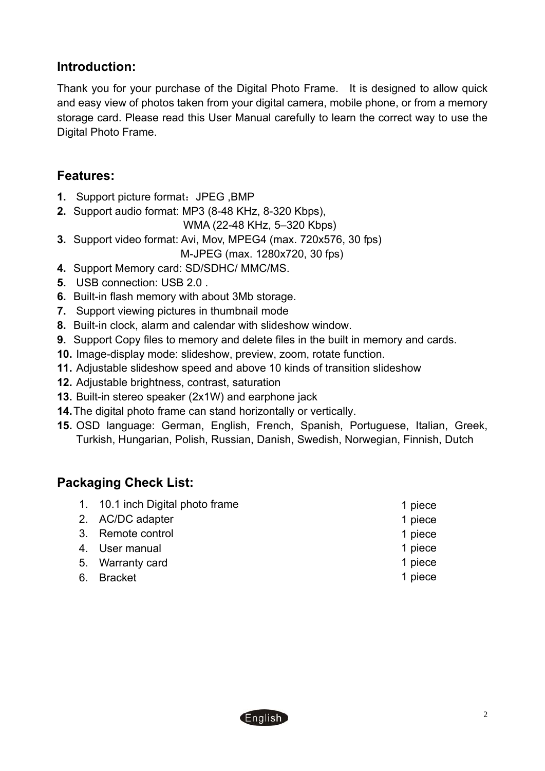## Introduction:

Thank you for your purchase of the Digital Photo Frame. It is designed to allow quick and easy view of photos taken from your digital camera, mobile phone, or from a memory storage card. Please read this User Manual carefully to learn the correct way to use the Digital Photo Frame.

## Features:

1. Support picture format：JPEG ,BMP
2. Support audio format: MP3 (8-48 KHz, 8-320 Kbps),
   WMA (22-48 KHz, 5–320 Kbps)
3. Support video format: Avi, Mov, MPEG4 (max. 720x576, 30 fps)
   M-JPEG (max. 1280x720, 30 fps)
4. Support Memory card: SD/SDHC/ MMC/MS.
5. USB connection: USB 2.0 .
6. Built-in flash memory with about 3Mb storage.
7. Support viewing pictures in thumbnail mode
8. Built-in clock, alarm and calendar with slideshow window.
9. Support Copy files to memory and delete files in the built in memory and cards.
10. Image-display mode: slideshow, preview, zoom, rotate function.
11. Adjustable slideshow speed and above 10 kinds of transition slideshow
12. Adjustable brightness, contrast, saturation
13. Built-in stereo speaker (2x1W) and earphone jack
14. The digital photo frame can stand horizontally or vertically.
15. OSD language: German, English, French, Spanish, Portuguese, Italian, Greek, Turkish, Hungarian, Polish, Russian, Danish, Swedish, Norwegian, Finnish, Dutch

## Packaging Check List:

1. 10.1 inch Digital photo frame — 1 piece
2. AC/DC adapter — 1 piece
3. Remote control — 1 piece
4. User manual — 1 piece
5. Warranty card — 1 piece
6. Bracket — 1 piece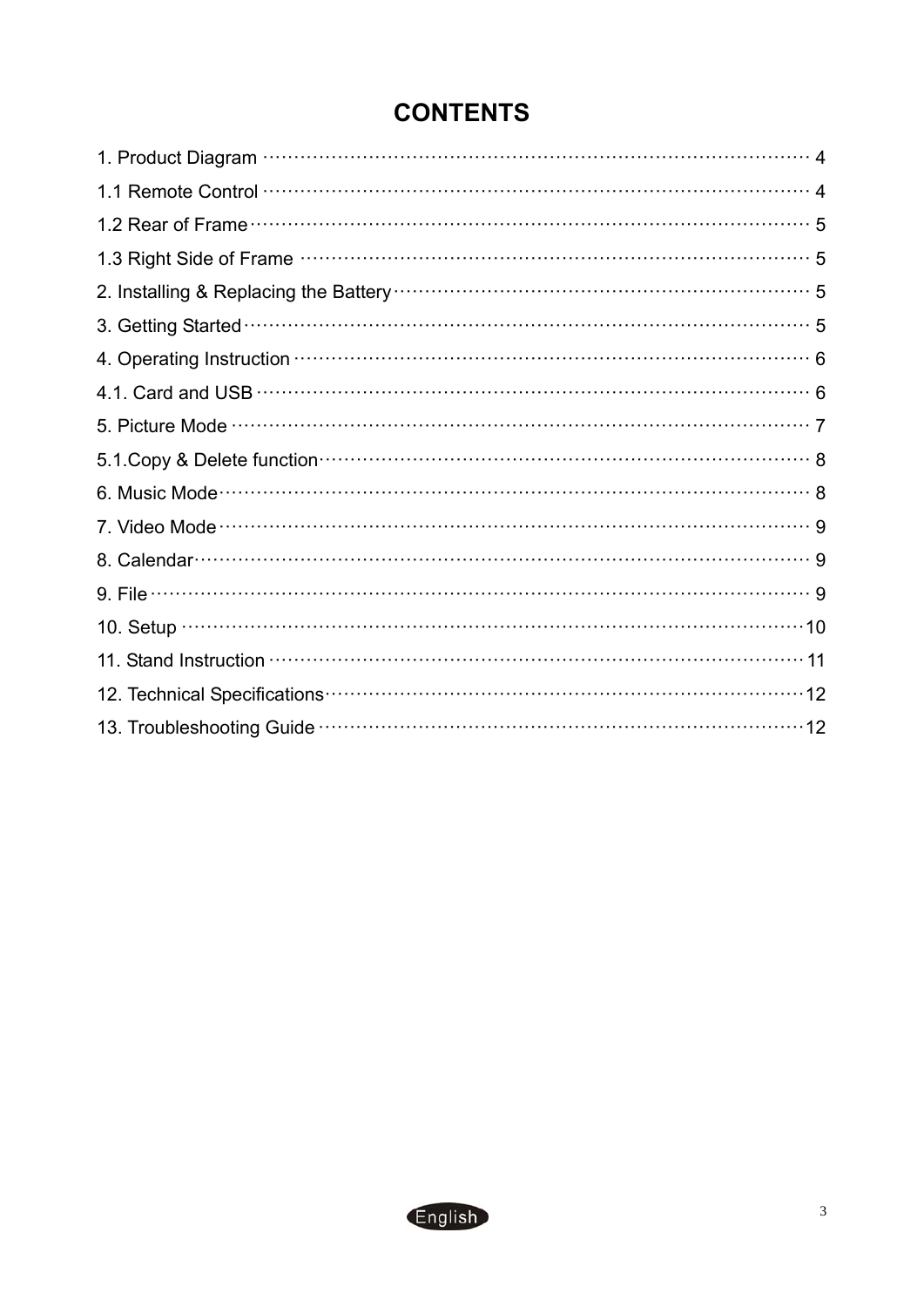# CONTENTS

1. Product Diagram ........................................................................................ 4
1.1 Remote Control ........................................................................................ 4
1.2 Rear of Frame ........................................................................................... 5
1.3 Right Side of Frame ................................................................................. 5
2. Installing & Replacing the Battery ................................................................ 5
3. Getting Started ........................................................................................... 5
4. Operating Instruction .................................................................................. 6
4.1. Card and USB .......................................................................................... 6
5. Picture Mode .............................................................................................. 7
5.1.Copy & Delete function ............................................................................... 8
6. Music Mode ................................................................................................ 8
7. Video Mode ................................................................................................ 9
8. Calendar ..................................................................................................... 9
9. File ............................................................................................................. 9
10. Setup ........................................................................................................ 10
11. Stand Instruction ...................................................................................... 11
12. Technical Specifications ........................................................................... 12
13. Troubleshooting Guide .............................................................................. 12

English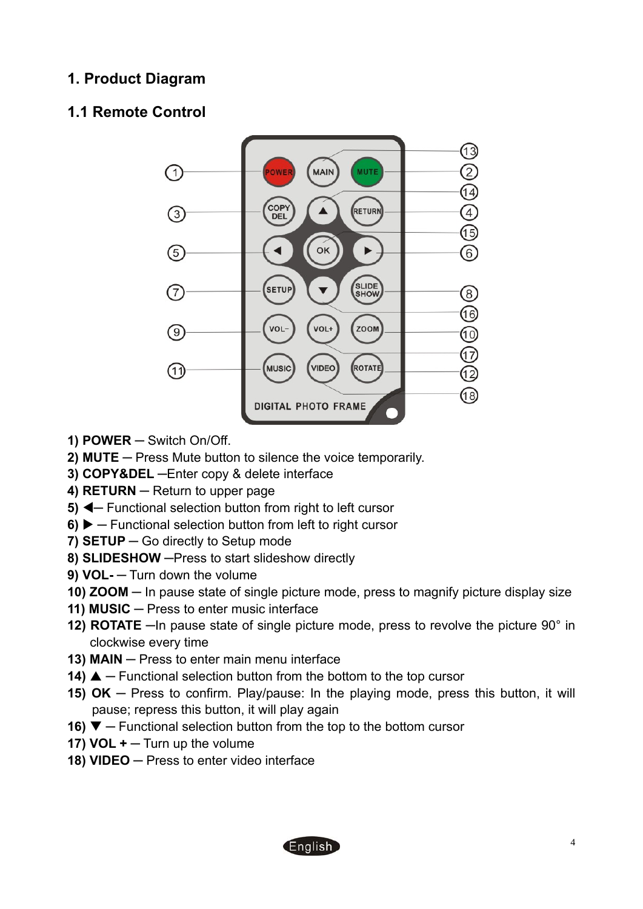# 1. Product Diagram

## 1.1 Remote Control

1) **POWER** — Switch On/Off.
2) **MUTE** — Press Mute button to silence the voice temporarily.
3) **COPY&DEL** —Enter copy & delete interface
4) **RETURN** — Return to upper page
5) ◀— Functional selection button from right to left cursor
6) ▶ — Functional selection button from left to right cursor
7) **SETUP** — Go directly to Setup mode
8) **SLIDESHOW** —Press to start slideshow directly
9) **VOL-** — Turn down the volume
10) **ZOOM** — In pause state of single picture mode, press to magnify picture display size
11) **MUSIC** — Press to enter music interface
12) **ROTATE** —In pause state of single picture mode, press to revolve the picture 90° in clockwise every time
13) **MAIN** — Press to enter main menu interface
14) ▲ — Functional selection button from the bottom to the top cursor
15) **OK** — Press to confirm. Play/pause: In the playing mode, press this button, it will pause; repress this button, it will play again
16) ▼ — Functional selection button from the top to the bottom cursor
17) **VOL +** — Turn up the volume
18) **VIDEO** — Press to enter video interface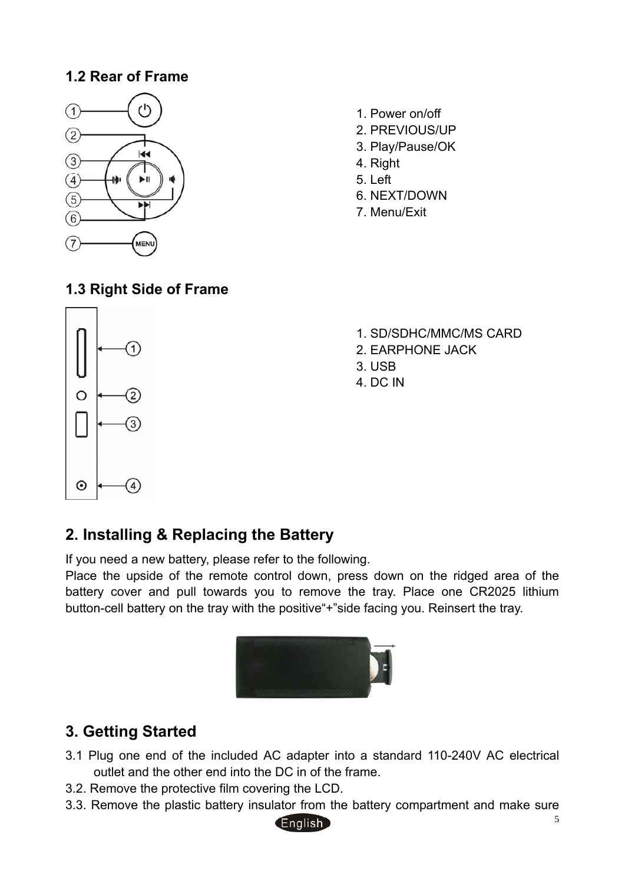## 1.2 Rear of Frame

1. Power on/off
2. PREVIOUS/UP
3. Play/Pause/OK
4. Right
5. Left
6. NEXT/DOWN
7. Menu/Exit

## 1.3 Right Side of Frame

1. SD/SDHC/MMC/MS CARD
2. EARPHONE JACK
3. USB
4. DC IN

# 2. Installing & Replacing the Battery

If you need a new battery, please refer to the following.
Place the upside of the remote control down, press down on the ridged area of the battery cover and pull towards you to remove the tray. Place one CR2025 lithium button-cell battery on the tray with the positive"+"side facing you. Reinsert the tray.

# 3. Getting Started

3.1 Plug one end of the included AC adapter into a standard 110-240V AC electrical outlet and the other end into the DC in of the frame.
3.2. Remove the protective film covering the LCD.
3.3. Remove the plastic battery insulator from the battery compartment and make sure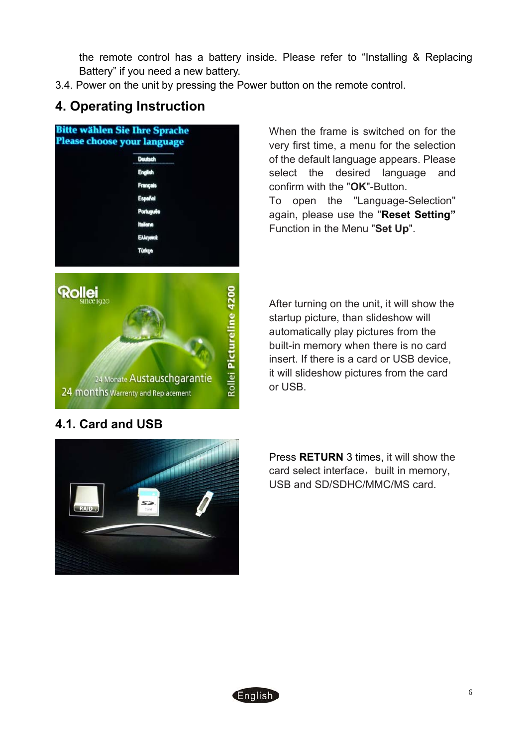the remote control has a battery inside. Please refer to “Installing & Replacing Battery” if you need a new battery.

3.4. Power on the unit by pressing the Power button on the remote control.

## 4. Operating Instruction

When the frame is switched on for the very first time, a menu for the selection of the default language appears. Please select the desired language and confirm with the "**OK**"-Button.
To open the "Language-Selection" again, please use the "**Reset Setting”** Function in the Menu "**Set Up**".

After turning on the unit, it will show the startup picture, than slideshow will automatically play pictures from the built-in memory when there is no card insert. If there is a card or USB device, it will slideshow pictures from the card or USB.

### 4.1. Card and USB

Press **RETURN** 3 times, it will show the card select interface，built in memory, USB and SD/SDHC/MMC/MS card.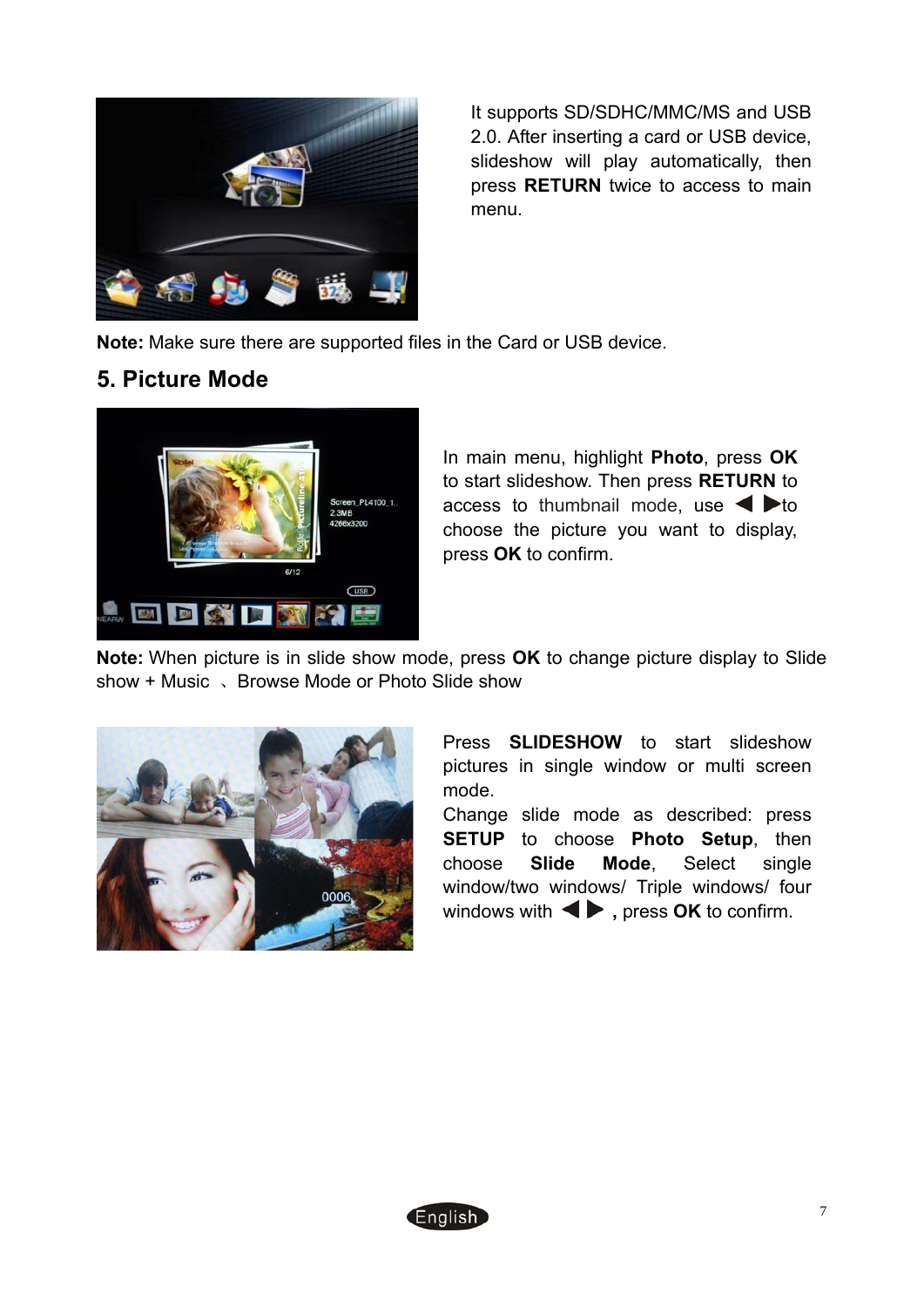It supports SD/SDHC/MMC/MS and USB 2.0. After inserting a card or USB device, slideshow will play automatically, then press **RETURN** twice to access to main menu.

**Note:** Make sure there are supported files in the Card or USB device.

## 5. Picture Mode

In main menu, highlight **Photo**, press **OK** to start slideshow. Then press **RETURN** to access to thumbnail mode, use ◀ ▶to choose the picture you want to display, press **OK** to confirm.

**Note:** When picture is in slide show mode, press **OK** to change picture display to Slide show + Music 、Browse Mode or Photo Slide show

Press **SLIDESHOW** to start slideshow pictures in single window or multi screen mode.

Change slide mode as described: press **SETUP** to choose **Photo Setup**, then choose **Slide Mode**, Select single window/two windows/ Triple windows/ four windows with ◀ ▶ **,** press **OK** to confirm.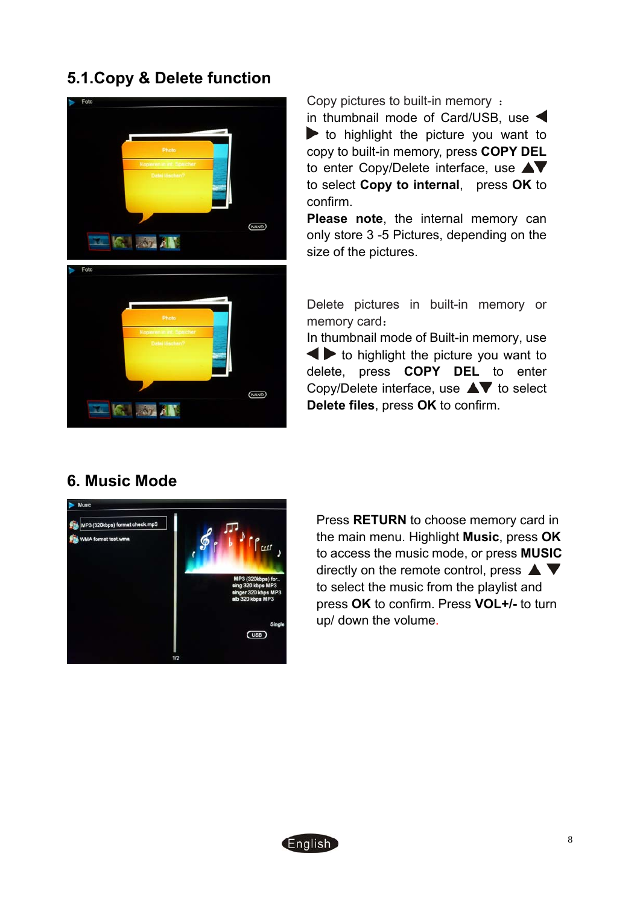## 5.1.Copy & Delete function

Copy pictures to built-in memory ：
in thumbnail mode of Card/USB, use ◀ ▶ to highlight the picture you want to copy to built-in memory, press **COPY DEL** to enter Copy/Delete interface, use ▲▼ to select **Copy to internal**, press **OK** to confirm.

**Please note**, the internal memory can only store 3 -5 Pictures, depending on the size of the pictures.

Delete pictures in built-in memory or memory card：
In thumbnail mode of Built-in memory, use ◀ ▶ to highlight the picture you want to delete, press **COPY DEL** to enter Copy/Delete interface, use ▲▼ to select **Delete files**, press **OK** to confirm.

## 6. Music Mode

Press **RETURN** to choose memory card in the main menu. Highlight **Music**, press **OK** to access the music mode, or press **MUSIC** directly on the remote control, press ▲ ▼ to select the music from the playlist and press **OK** to confirm. Press **VOL+/-** to turn up/ down the volume.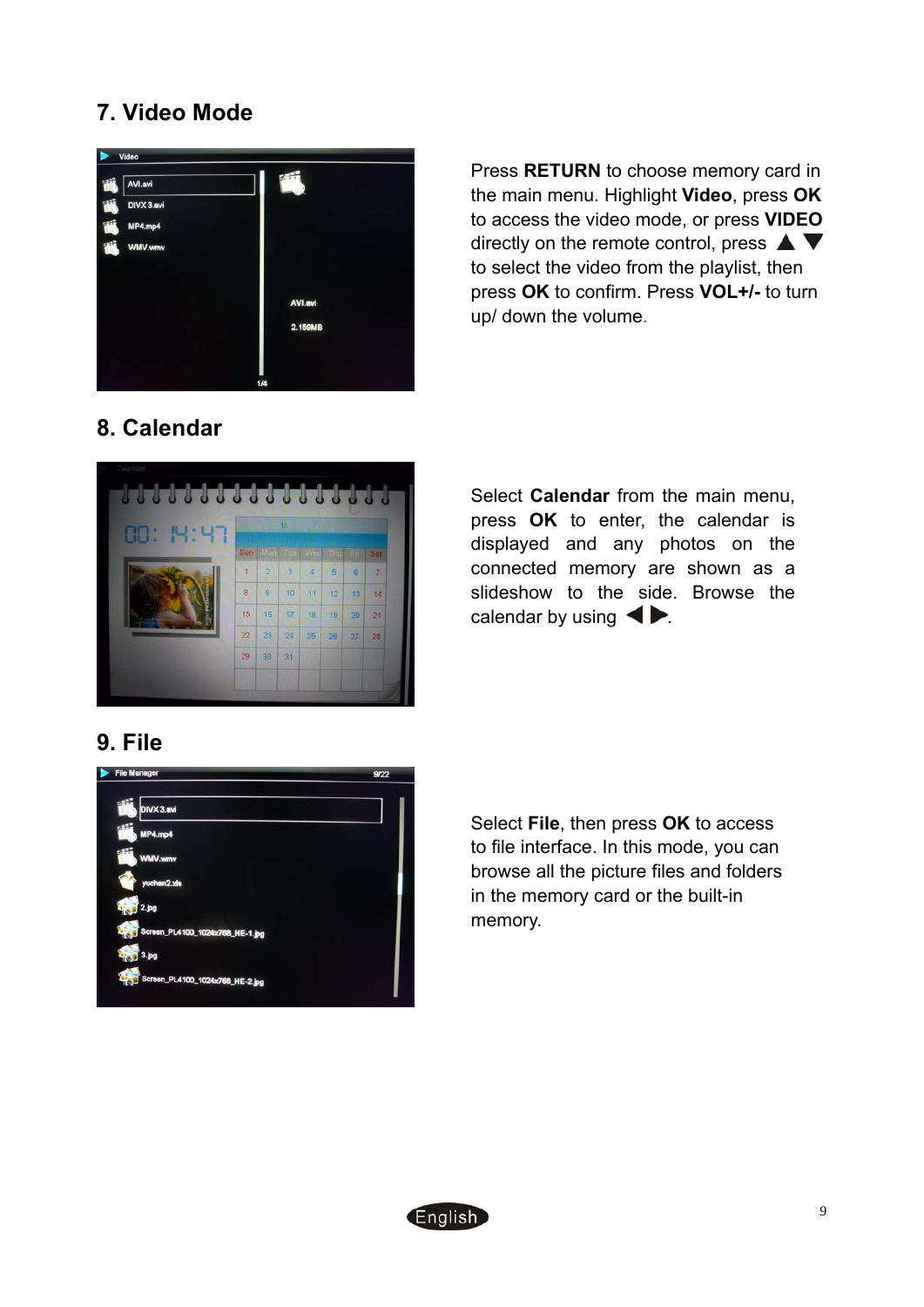## 7. Video Mode

Press **RETURN** to choose memory card in the main menu. Highlight **Video**, press **OK** to access the video mode, or press **VIDEO** directly on the remote control, press ▲ ▼ to select the video from the playlist, then press **OK** to confirm. Press **VOL+/-** to turn up/ down the volume.

## 8. Calendar

Select **Calendar** from the main menu, press **OK** to enter, the calendar is displayed and any photos on the connected memory are shown as a slideshow to the side. Browse the calendar by using ◀ ▶.

## 9. File

Select **File**, then press **OK** to access to file interface. In this mode, you can browse all the picture files and folders in the memory card or the built-in memory.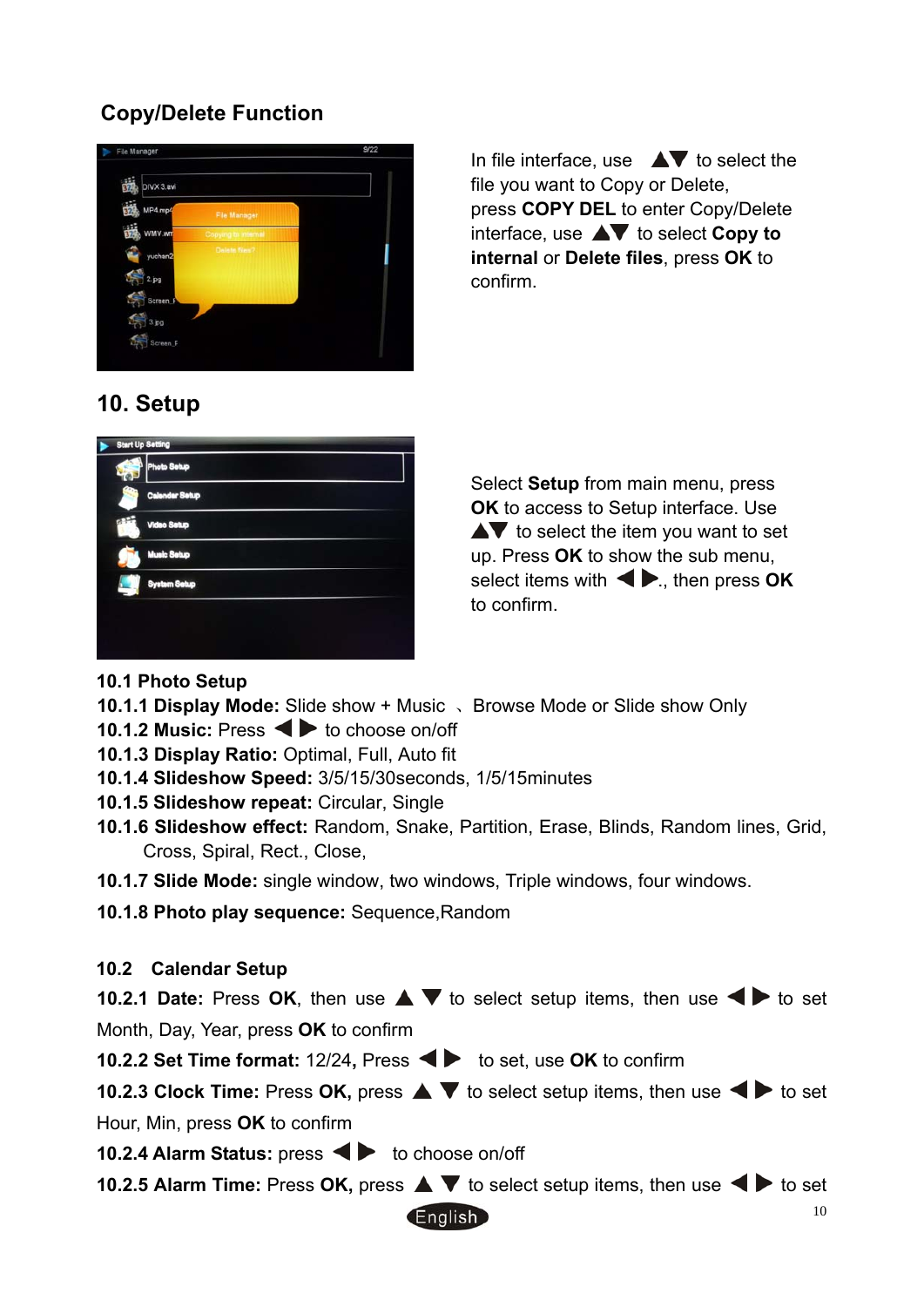## Copy/Delete Function

In file interface, use ▲▼ to select the file you want to Copy or Delete, press **COPY DEL** to enter Copy/Delete interface, use ▲▼ to select **Copy to internal** or **Delete files**, press **OK** to confirm.

## 10. Setup

Select **Setup** from main menu, press **OK** to access to Setup interface. Use ▲▼ to select the item you want to set up. Press **OK** to show the sub menu, select items with ◀ ▶., then press **OK** to confirm.

**10.1 Photo Setup**

**10.1.1 Display Mode:** Slide show + Music 、 Browse Mode or Slide show Only

**10.1.2 Music:** Press ◀ ▶ to choose on/off

**10.1.3 Display Ratio:** Optimal, Full, Auto fit

**10.1.4 Slideshow Speed:** 3/5/15/30seconds, 1/5/15minutes

**10.1.5 Slideshow repeat:** Circular, Single

**10.1.6 Slideshow effect:** Random, Snake, Partition, Erase, Blinds, Random lines, Grid, Cross, Spiral, Rect., Close,

**10.1.7 Slide Mode:** single window, two windows, Triple windows, four windows.

**10.1.8 Photo play sequence:** Sequence,Random

**10.2 Calendar Setup**

**10.2.1 Date:** Press **OK**, then use ▲ ▼ to select setup items, then use ◀ ▶ to set Month, Day, Year, press **OK** to confirm

**10.2.2 Set Time format:** 12/24, Press ◀ ▶ to set, use **OK** to confirm

**10.2.3 Clock Time:** Press **OK,** press ▲ ▼ to select setup items, then use ◀ ▶ to set Hour, Min, press **OK** to confirm

**10.2.4 Alarm Status:** press ◀ ▶ to choose on/off

**10.2.5 Alarm Time:** Press **OK,** press ▲ ▼ to select setup items, then use ◀ ▶ to set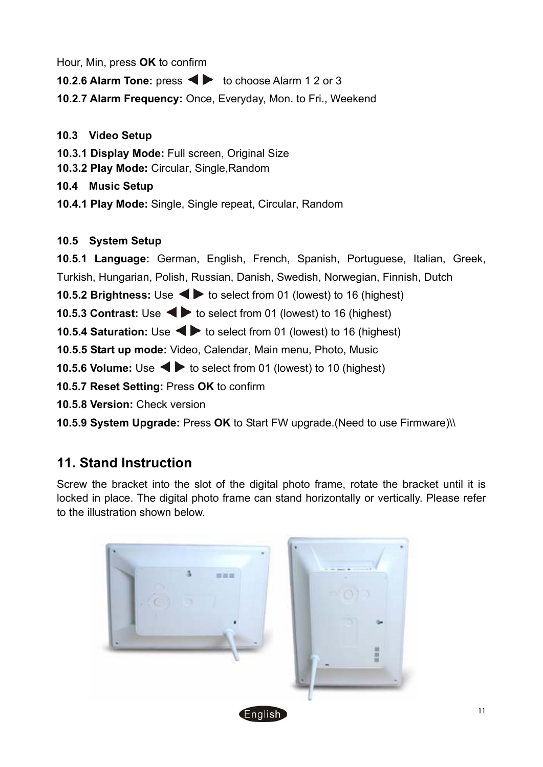Hour, Min, press **OK** to confirm

**10.2.6 Alarm Tone:** press ◀ ▶ to choose Alarm 1 2 or 3

**10.2.7 Alarm Frequency:** Once, Everyday, Mon. to Fri., Weekend

**10.3 Video Setup**

**10.3.1 Display Mode:** Full screen, Original Size

**10.3.2 Play Mode:** Circular, Single,Random

**10.4 Music Setup**

**10.4.1 Play Mode:** Single, Single repeat, Circular, Random

**10.5 System Setup**

**10.5.1 Language:** German, English, French, Spanish, Portuguese, Italian, Greek, Turkish, Hungarian, Polish, Russian, Danish, Swedish, Norwegian, Finnish, Dutch

**10.5.2 Brightness:** Use ◀ ▶ to select from 01 (lowest) to 16 (highest)

**10.5.3 Contrast:** Use ◀ ▶ to select from 01 (lowest) to 16 (highest)

**10.5.4 Saturation:** Use ◀ ▶ to select from 01 (lowest) to 16 (highest)

**10.5.5 Start up mode:** Video, Calendar, Main menu, Photo, Music

**10.5.6 Volume:** Use ◀ ▶ to select from 01 (lowest) to 10 (highest)

**10.5.7 Reset Setting:** Press **OK** to confirm

**10.5.8 Version:** Check version

**10.5.9 System Upgrade:** Press **OK** to Start FW upgrade.(Need to use Firmware)\\

## 11. Stand Instruction

Screw the bracket into the slot of the digital photo frame, rotate the bracket until it is locked in place. The digital photo frame can stand horizontally or vertically. Please refer to the illustration shown below.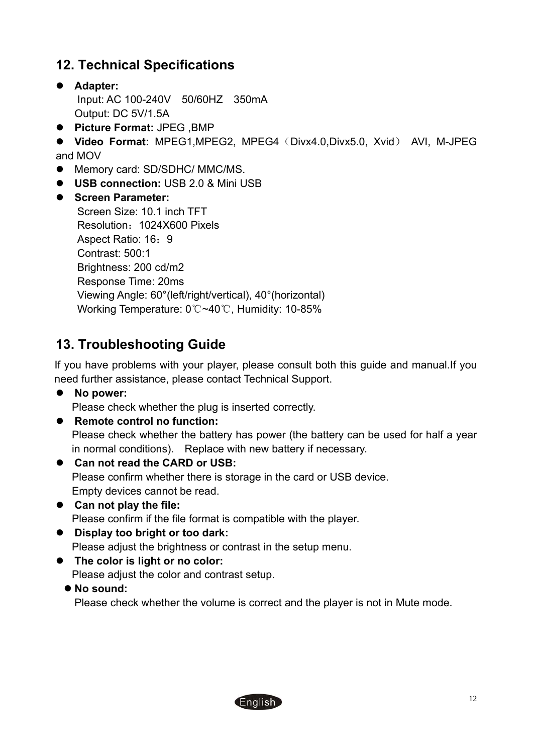## 12. Technical Specifications

- **Adapter:**
  Input: AC 100-240V 50/60HZ 350mA
  Output: DC 5V/1.5A
- **Picture Format:** JPEG ,BMP
- **Video Format:** MPEG1,MPEG2, MPEG4（Divx4.0,Divx5.0, Xvid） AVI, M-JPEG and MOV
- Memory card: SD/SDHC/ MMC/MS.
- **USB connection:** USB 2.0 & Mini USB
- **Screen Parameter:**
  Screen Size: 10.1 inch TFT
  Resolution：1024X600 Pixels
  Aspect Ratio: 16：9
  Contrast: 500:1
  Brightness: 200 cd/m2
  Response Time: 20ms
  Viewing Angle: 60°(left/right/vertical), 40°(horizontal)
  Working Temperature: 0℃~40℃, Humidity: 10-85%

## 13. Troubleshooting Guide

If you have problems with your player, please consult both this guide and manual.If you need further assistance, please contact Technical Support.

- **No power:**
  Please check whether the plug is inserted correctly.
- **Remote control no function:**
  Please check whether the battery has power (the battery can be used for half a year in normal conditions). Replace with new battery if necessary.
- **Can not read the CARD or USB:**
  Please confirm whether there is storage in the card or USB device.
  Empty devices cannot be read.
- **Can not play the file:**
  Please confirm if the file format is compatible with the player.
- **Display too bright or too dark:**
  Please adjust the brightness or contrast in the setup menu.
- **The color is light or no color:**
  Please adjust the color and contrast setup.
- **No sound:**
  Please check whether the volume is correct and the player is not in Mute mode.